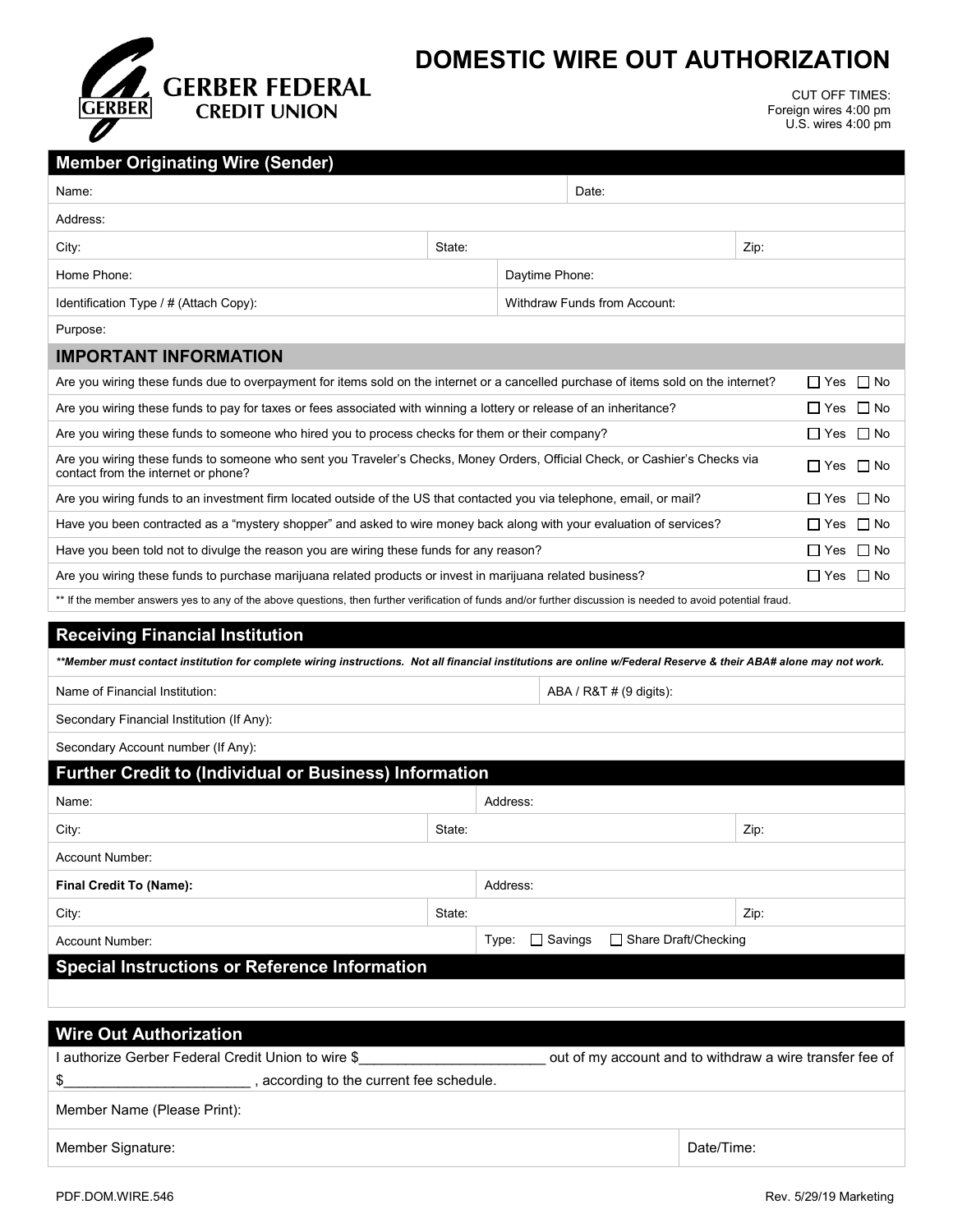# DOMESTIC WIRE OUT AUTHORIZATION

GERBER FEDERAL CREDIT UNION

CUT OFF TIMES:
Foreign wires 4:00 pm
U.S. wires 4:00 pm

## Member Originating Wire (Sender)

| | | |
|---|---|---|
| Name: | Date: | |
| Address: | | |
| City: | State: | Zip: |
| Home Phone: | Daytime Phone: | |
| Identification Type / # (Attach Copy): | Withdraw Funds from Account: | |
| Purpose: | | |

## IMPORTANT INFORMATION

| Question | Answer |
|---|---|
| Are you wiring these funds due to overpayment for items sold on the internet or a cancelled purchase of items sold on the internet? | ☐ Yes ☐ No |
| Are you wiring these funds to pay for taxes or fees associated with winning a lottery or release of an inheritance? | ☐ Yes ☐ No |
| Are you wiring these funds to someone who hired you to process checks for them or their company? | ☐ Yes ☐ No |
| Are you wiring these funds to someone who sent you Traveler's Checks, Money Orders, Official Check, or Cashier's Checks via contact from the internet or phone? | ☐ Yes ☐ No |
| Are you wiring funds to an investment firm located outside of the US that contacted you via telephone, email, or mail? | ☐ Yes ☐ No |
| Have you been contracted as a "mystery shopper" and asked to wire money back along with your evaluation of services? | ☐ Yes ☐ No |
| Have you been told not to divulge the reason you are wiring these funds for any reason? | ☐ Yes ☐ No |
| Are you wiring these funds to purchase marijuana related products or invest in marijuana related business? | ☐ Yes ☐ No |

** If the member answers yes to any of the above questions, then further verification of funds and/or further discussion is needed to avoid potential fraud.

## Receiving Financial Institution

***Member must contact institution for complete wiring instructions. Not all financial institutions are online w/Federal Reserve & their ABA# alone may not work.***

| | |
|---|---|
| Name of Financial Institution: | ABA / R&T # (9 digits): |
| Secondary Financial Institution (If Any): | |
| Secondary Account number (If Any): | |

## Further Credit to (Individual or Business) Information

| | | |
|---|---|---|
| Name: | Address: | |
| City: | State: | Zip: |
| Account Number: | | |
| **Final Credit To (Name):** | Address: | |
| City: | State: | Zip: |
| Account Number: | Type: ☐ Savings ☐ Share Draft/Checking | |

## Special Instructions or Reference Information

## Wire Out Authorization

I authorize Gerber Federal Credit Union to wire $________________________ out of my account and to withdraw a wire transfer fee of $________________________ , according to the current fee schedule.

| | |
|---|---|
| Member Name (Please Print): | |
| Member Signature: | Date/Time: |

PDF.DOM.WIRE.546 Rev. 5/29/19 Marketing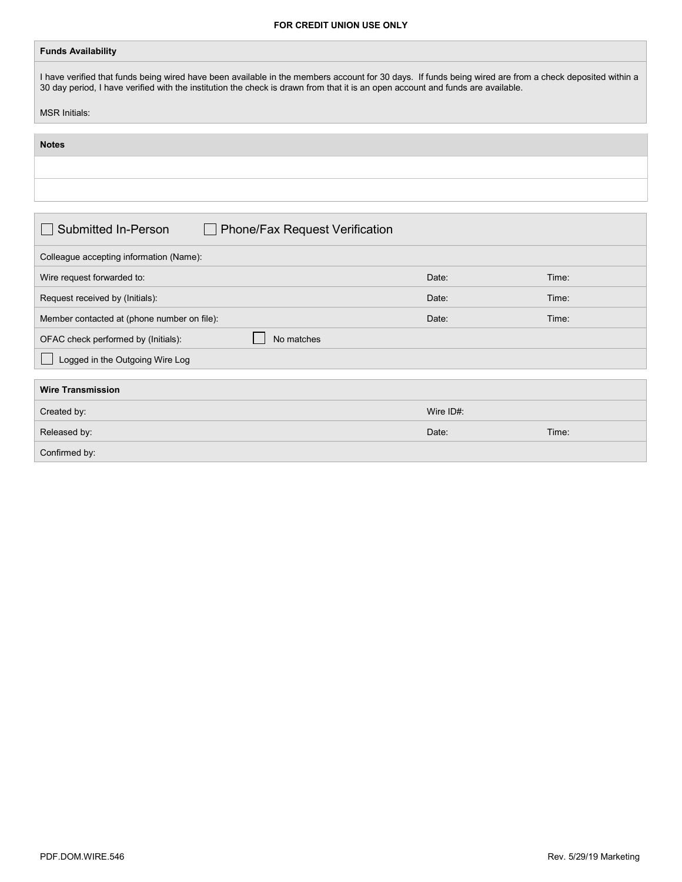**FOR CREDIT UNION USE ONLY**

| **Funds Availability** |
|---|
| I have verified that funds being wired have been available in the members account for 30 days. If funds being wired are from a check deposited within a 30 day period, I have verified with the institution the check is drawn from that it is an open account and funds are available.<br><br>MSR Initials: |

| **Notes** |
|---|
| |
| |

| ☐ Submitted In-Person ☐ Phone/Fax Request Verification | | |
|---|---|---|
| Colleague accepting information (Name): | | |
| Wire request forwarded to: | Date: | Time: |
| Request received by (Initials): | Date: | Time: |
| Member contacted at (phone number on file): | Date: | Time: |
| OFAC check performed by (Initials): ☐ No matches | | |
| ☐ Logged in the Outgoing Wire Log | | |

| **Wire Transmission** | | |
|---|---|---|
| Created by: | Wire ID#: | |
| Released by: | Date: | Time: |
| Confirmed by: | | |

PDF.DOM.WIRE.546 Rev. 5/29/19 Marketing